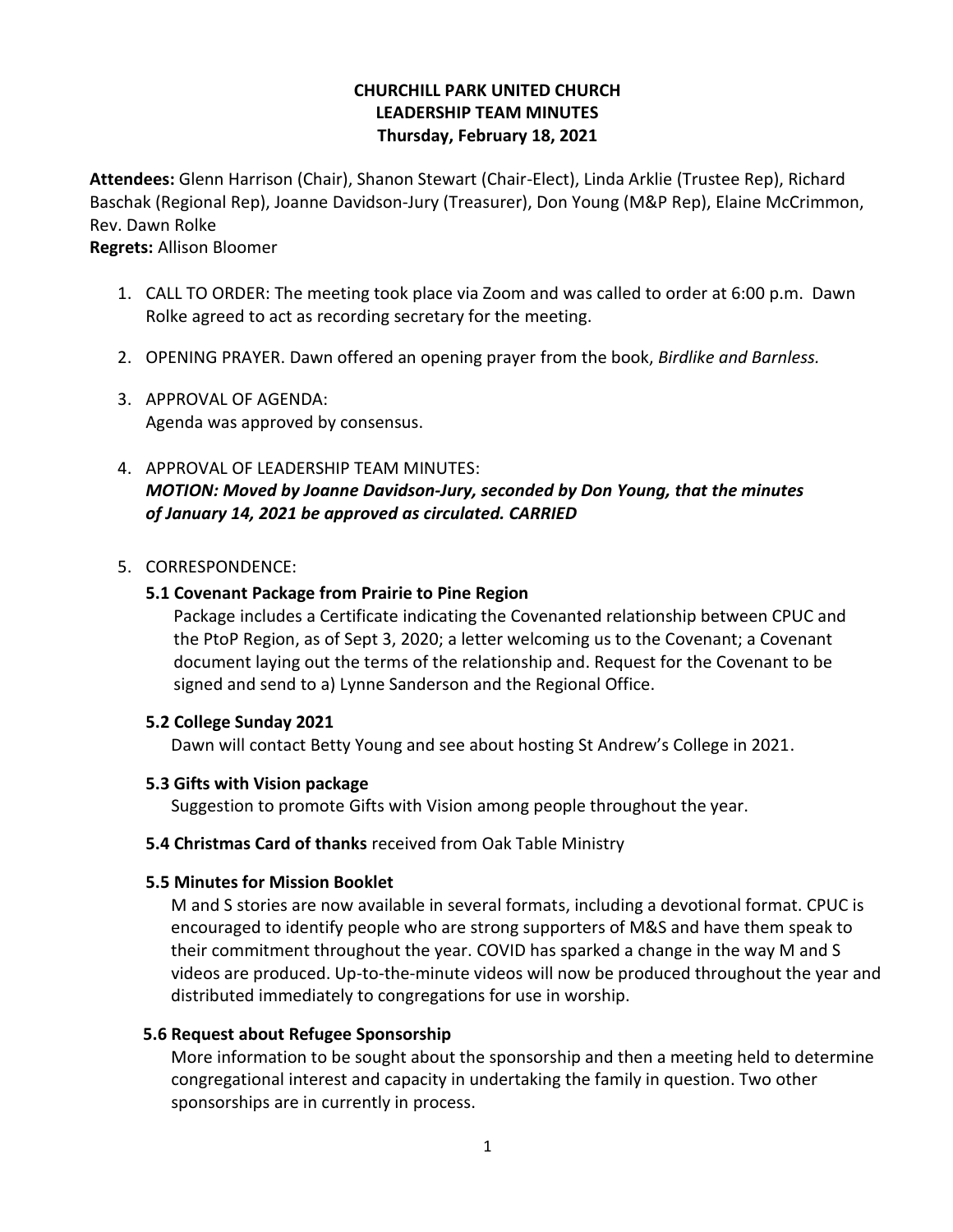**CHURCHILL PARK UNITED CHURCH**
**LEADERSHIP TEAM MINUTES**
**Thursday, February 18, 2021**

**Attendees:** Glenn Harrison (Chair), Shanon Stewart (Chair-Elect), Linda Arklie (Trustee Rep), Richard Baschak (Regional Rep), Joanne Davidson-Jury (Treasurer), Don Young (M&P Rep), Elaine McCrimmon, Rev. Dawn Rolke
**Regrets:** Allison Bloomer

1. CALL TO ORDER: The meeting took place via Zoom and was called to order at 6:00 p.m. Dawn Rolke agreed to act as recording secretary for the meeting.

2. OPENING PRAYER. Dawn offered an opening prayer from the book, *Birdlike and Barnless.*

3. APPROVAL OF AGENDA:
   Agenda was approved by consensus.

4. APPROVAL OF LEADERSHIP TEAM MINUTES:
   ***MOTION: Moved by Joanne Davidson-Jury, seconded by Don Young, that the minutes of January 14, 2021 be approved as circulated. CARRIED***

5. CORRESPONDENCE:

   **5.1 Covenant Package from Prairie to Pine Region**
   Package includes a Certificate indicating the Covenanted relationship between CPUC and the PtoP Region, as of Sept 3, 2020; a letter welcoming us to the Covenant; a Covenant document laying out the terms of the relationship and. Request for the Covenant to be signed and send to a) Lynne Sanderson and the Regional Office.

   **5.2 College Sunday 2021**
   Dawn will contact Betty Young and see about hosting St Andrew's College in 2021.

   **5.3 Gifts with Vision package**
   Suggestion to promote Gifts with Vision among people throughout the year.

   **5.4 Christmas Card of thanks** received from Oak Table Ministry

   **5.5 Minutes for Mission Booklet**
   M and S stories are now available in several formats, including a devotional format. CPUC is encouraged to identify people who are strong supporters of M&S and have them speak to their commitment throughout the year. COVID has sparked a change in the way M and S videos are produced. Up-to-the-minute videos will now be produced throughout the year and distributed immediately to congregations for use in worship.

   **5.6 Request about Refugee Sponsorship**
   More information to be sought about the sponsorship and then a meeting held to determine congregational interest and capacity in undertaking the family in question. Two other sponsorships are in currently in process.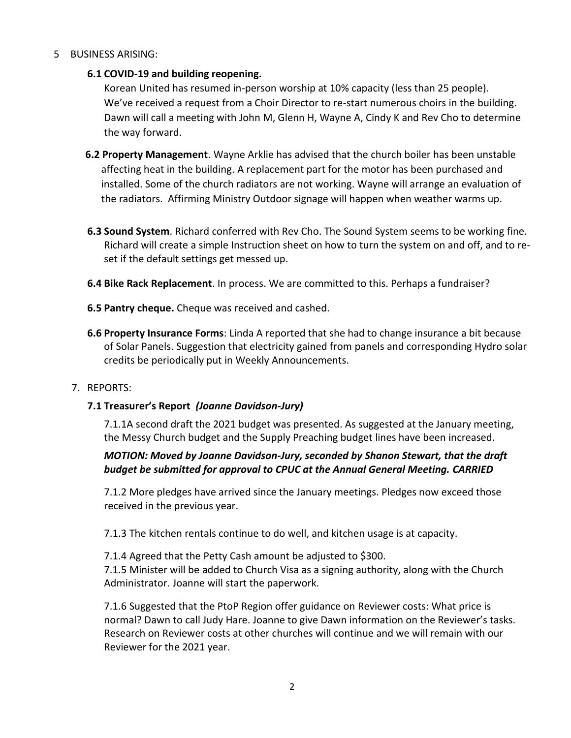5 BUSINESS ARISING:

**6.1 COVID-19 and building reopening.**

Korean United has resumed in-person worship at 10% capacity (less than 25 people). We've received a request from a Choir Director to re-start numerous choirs in the building. Dawn will call a meeting with John M, Glenn H, Wayne A, Cindy K and Rev Cho to determine the way forward.

**6.2 Property Management**. Wayne Arklie has advised that the church boiler has been unstable affecting heat in the building. A replacement part for the motor has been purchased and installed. Some of the church radiators are not working. Wayne will arrange an evaluation of the radiators. Affirming Ministry Outdoor signage will happen when weather warms up.

**6.3 Sound System**. Richard conferred with Rev Cho. The Sound System seems to be working fine. Richard will create a simple Instruction sheet on how to turn the system on and off, and to re-set if the default settings get messed up.

**6.4 Bike Rack Replacement**. In process. We are committed to this. Perhaps a fundraiser?

**6.5 Pantry cheque.** Cheque was received and cashed.

**6.6 Property Insurance Forms**: Linda A reported that she had to change insurance a bit because of Solar Panels. Suggestion that electricity gained from panels and corresponding Hydro solar credits be periodically put in Weekly Announcements.

7. REPORTS:

**7.1 Treasurer's Report** ***(Joanne Davidson-Jury)***

7.1.1A second draft the 2021 budget was presented. As suggested at the January meeting, the Messy Church budget and the Supply Preaching budget lines have been increased.

***MOTION: Moved by Joanne Davidson-Jury, seconded by Shanon Stewart, that the draft budget be submitted for approval to CPUC at the Annual General Meeting. CARRIED***

7.1.2 More pledges have arrived since the January meetings. Pledges now exceed those received in the previous year.

7.1.3 The kitchen rentals continue to do well, and kitchen usage is at capacity.

7.1.4 Agreed that the Petty Cash amount be adjusted to $300.
7.1.5 Minister will be added to Church Visa as a signing authority, along with the Church Administrator. Joanne will start the paperwork.

7.1.6 Suggested that the PtoP Region offer guidance on Reviewer costs: What price is normal? Dawn to call Judy Hare. Joanne to give Dawn information on the Reviewer's tasks. Research on Reviewer costs at other churches will continue and we will remain with our Reviewer for the 2021 year.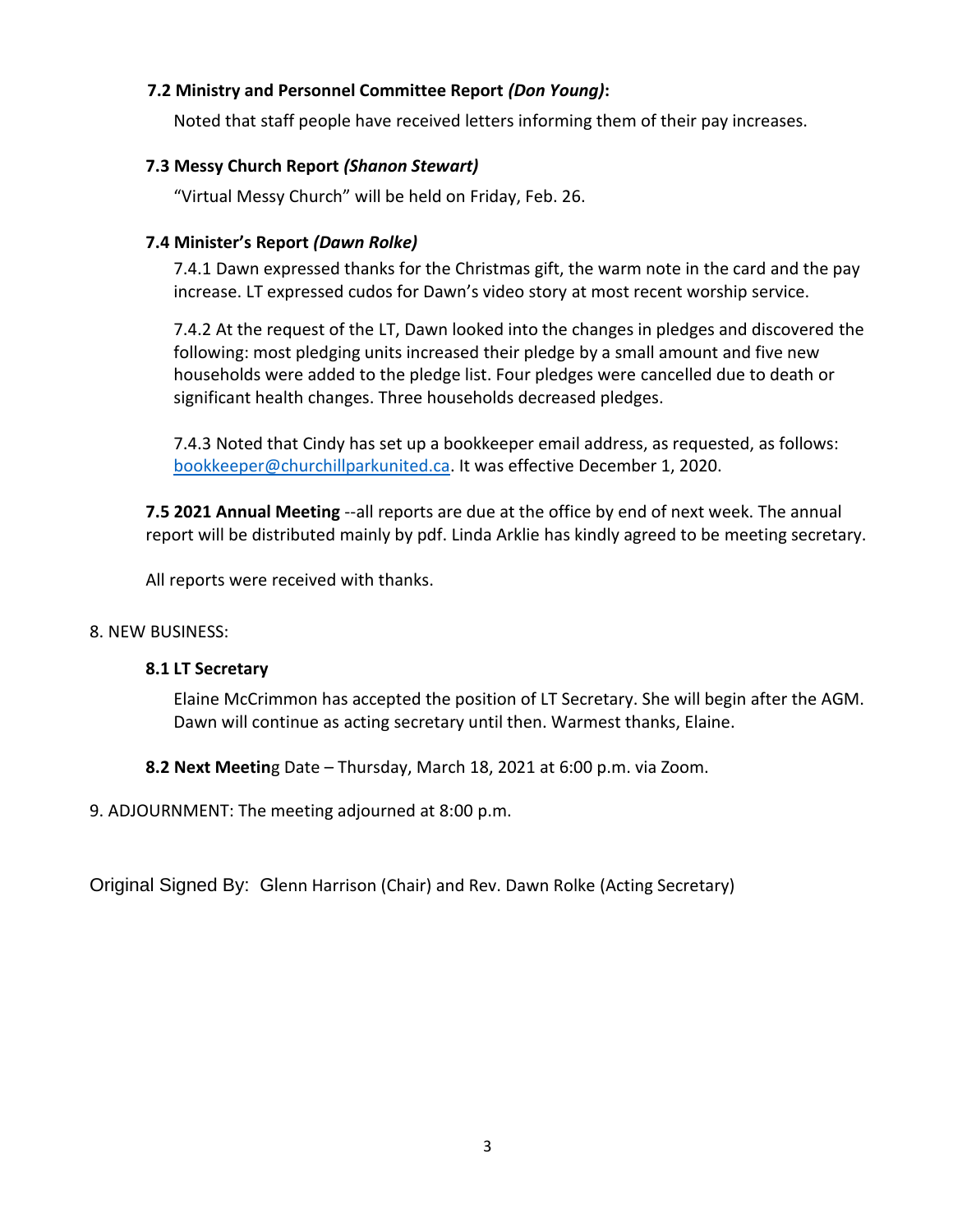**7.2 Ministry and Personnel Committee Report *(Don Young)*:**

Noted that staff people have received letters informing them of their pay increases.

**7.3 Messy Church Report *(Shanon Stewart)***

"Virtual Messy Church" will be held on Friday, Feb. 26.

**7.4 Minister's Report *(Dawn Rolke)***

7.4.1 Dawn expressed thanks for the Christmas gift, the warm note in the card and the pay increase. LT expressed cudos for Dawn's video story at most recent worship service.

7.4.2 At the request of the LT, Dawn looked into the changes in pledges and discovered the following: most pledging units increased their pledge by a small amount and five new households were added to the pledge list. Four pledges were cancelled due to death or significant health changes. Three households decreased pledges.

7.4.3 Noted that Cindy has set up a bookkeeper email address, as requested, as follows: bookkeeper@churchillparkunited.ca. It was effective December 1, 2020.

**7.5 2021 Annual Meeting** --all reports are due at the office by end of next week. The annual report will be distributed mainly by pdf. Linda Arklie has kindly agreed to be meeting secretary.

All reports were received with thanks.

8. NEW BUSINESS:

**8.1 LT Secretary**

Elaine McCrimmon has accepted the position of LT Secretary. She will begin after the AGM. Dawn will continue as acting secretary until then. Warmest thanks, Elaine.

**8.2 Next Meetin**g Date – Thursday, March 18, 2021 at 6:00 p.m. via Zoom.

9. ADJOURNMENT: The meeting adjourned at 8:00 p.m.

Original Signed By: Glenn Harrison (Chair) and Rev. Dawn Rolke (Acting Secretary)